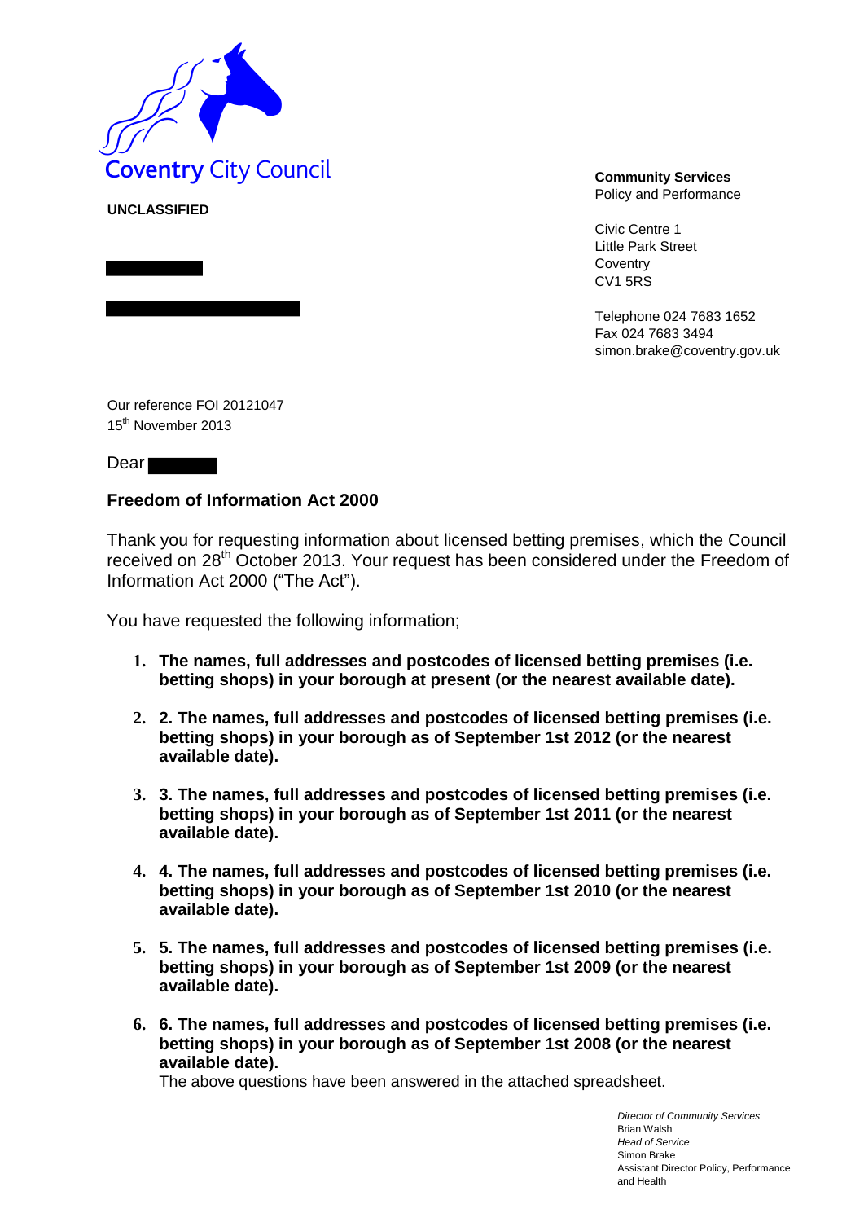Coventry City Council

**UNCLASSIFIED**

**Community Services**
Policy and Performance

Civic Centre 1
Little Park Street
Coventry
CV1 5RS

Telephone 024 7683 1652
Fax 024 7683 3494
simon.brake@coventry.gov.uk

Our reference FOI 20121047
15th November 2013

Dear

**Freedom of Information Act 2000**

Thank you for requesting information about licensed betting premises, which the Council received on 28th October 2013. Your request has been considered under the Freedom of Information Act 2000 ("The Act").

You have requested the following information;

1. **The names, full addresses and postcodes of licensed betting premises (i.e. betting shops) in your borough at present (or the nearest available date).**
2. **2. The names, full addresses and postcodes of licensed betting premises (i.e. betting shops) in your borough as of September 1st 2012 (or the nearest available date).**
3. **3. The names, full addresses and postcodes of licensed betting premises (i.e. betting shops) in your borough as of September 1st 2011 (or the nearest available date).**
4. **4. The names, full addresses and postcodes of licensed betting premises (i.e. betting shops) in your borough as of September 1st 2010 (or the nearest available date).**
5. **5. The names, full addresses and postcodes of licensed betting premises (i.e. betting shops) in your borough as of September 1st 2009 (or the nearest available date).**
6. **6. The names, full addresses and postcodes of licensed betting premises (i.e. betting shops) in your borough as of September 1st 2008 (or the nearest available date).**
   The above questions have been answered in the attached spreadsheet.

*Director of Community Services*
Brian Walsh
*Head of Service*
Simon Brake
Assistant Director Policy, Performance and Health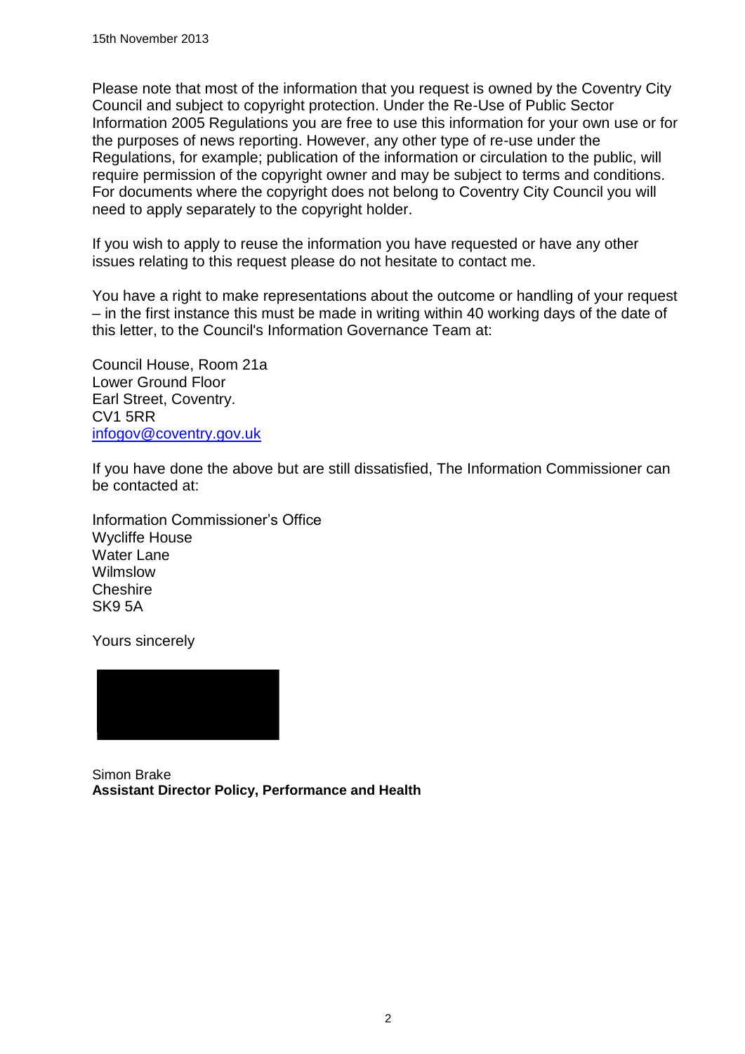15th November 2013

Please note that most of the information that you request is owned by the Coventry City Council and subject to copyright protection. Under the Re-Use of Public Sector Information 2005 Regulations you are free to use this information for your own use or for the purposes of news reporting. However, any other type of re-use under the Regulations, for example; publication of the information or circulation to the public, will require permission of the copyright owner and may be subject to terms and conditions. For documents where the copyright does not belong to Coventry City Council you will need to apply separately to the copyright holder.

If you wish to apply to reuse the information you have requested or have any other issues relating to this request please do not hesitate to contact me.

You have a right to make representations about the outcome or handling of your request – in the first instance this must be made in writing within 40 working days of the date of this letter, to the Council's Information Governance Team at:

Council House, Room 21a
Lower Ground Floor
Earl Street, Coventry.
CV1 5RR
infogov@coventry.gov.uk

If you have done the above but are still dissatisfied, The Information Commissioner can be contacted at:

Information Commissioner's Office
Wycliffe House
Water Lane
Wilmslow
Cheshire
SK9 5A

Yours sincerely

Simon Brake
**Assistant Director Policy, Performance and Health**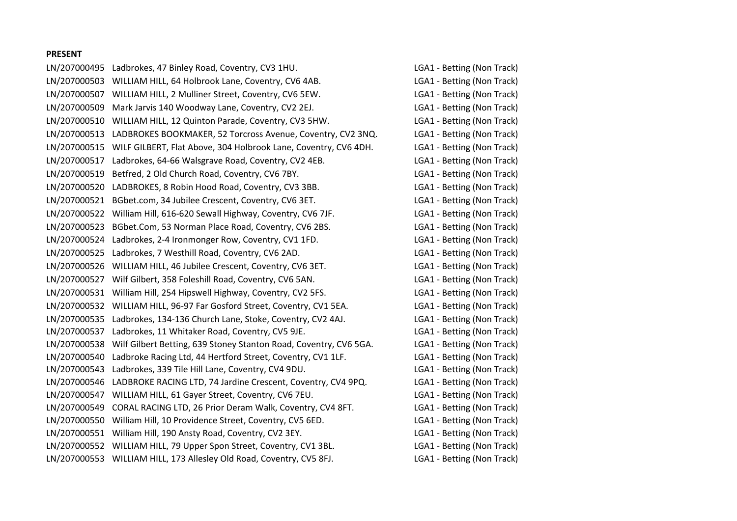**PRESENT**

| | | |
|---|---|---|
| LN/207000495 | Ladbrokes, 47 Binley Road, Coventry, CV3 1HU. | LGA1 - Betting (Non Track) |
| LN/207000503 | WILLIAM HILL, 64 Holbrook Lane, Coventry, CV6 4AB. | LGA1 - Betting (Non Track) |
| LN/207000507 | WILLIAM HILL, 2 Mulliner Street, Coventry, CV6 5EW. | LGA1 - Betting (Non Track) |
| LN/207000509 | Mark Jarvis 140 Woodway Lane, Coventry, CV2 2EJ. | LGA1 - Betting (Non Track) |
| LN/207000510 | WILLIAM HILL, 12 Quinton Parade, Coventry, CV3 5HW. | LGA1 - Betting (Non Track) |
| LN/207000513 | LADBROKES BOOKMAKER, 52 Torcross Avenue, Coventry, CV2 3NQ. | LGA1 - Betting (Non Track) |
| LN/207000515 | WILF GILBERT, Flat Above, 304 Holbrook Lane, Coventry, CV6 4DH. | LGA1 - Betting (Non Track) |
| LN/207000517 | Ladbrokes, 64-66 Walsgrave Road, Coventry, CV2 4EB. | LGA1 - Betting (Non Track) |
| LN/207000519 | Betfred, 2 Old Church Road, Coventry, CV6 7BY. | LGA1 - Betting (Non Track) |
| LN/207000520 | LADBROKES, 8 Robin Hood Road, Coventry, CV3 3BB. | LGA1 - Betting (Non Track) |
| LN/207000521 | BGbet.com, 34 Jubilee Crescent, Coventry, CV6 3ET. | LGA1 - Betting (Non Track) |
| LN/207000522 | William Hill, 616-620 Sewall Highway, Coventry, CV6 7JF. | LGA1 - Betting (Non Track) |
| LN/207000523 | BGbet.Com, 53 Norman Place Road, Coventry, CV6 2BS. | LGA1 - Betting (Non Track) |
| LN/207000524 | Ladbrokes, 2-4 Ironmonger Row, Coventry, CV1 1FD. | LGA1 - Betting (Non Track) |
| LN/207000525 | Ladbrokes, 7 Westhill Road, Coventry, CV6 2AD. | LGA1 - Betting (Non Track) |
| LN/207000526 | WILLIAM HILL, 46 Jubilee Crescent, Coventry, CV6 3ET. | LGA1 - Betting (Non Track) |
| LN/207000527 | Wilf Gilbert, 358 Foleshill Road, Coventry, CV6 5AN. | LGA1 - Betting (Non Track) |
| LN/207000531 | William Hill, 254 Hipswell Highway, Coventry, CV2 5FS. | LGA1 - Betting (Non Track) |
| LN/207000532 | WILLIAM HILL, 96-97 Far Gosford Street, Coventry, CV1 5EA. | LGA1 - Betting (Non Track) |
| LN/207000535 | Ladbrokes, 134-136 Church Lane, Stoke, Coventry, CV2 4AJ. | LGA1 - Betting (Non Track) |
| LN/207000537 | Ladbrokes, 11 Whitaker Road, Coventry, CV5 9JE. | LGA1 - Betting (Non Track) |
| LN/207000538 | Wilf Gilbert Betting, 639 Stoney Stanton Road, Coventry, CV6 5GA. | LGA1 - Betting (Non Track) |
| LN/207000540 | Ladbroke Racing Ltd, 44 Hertford Street, Coventry, CV1 1LF. | LGA1 - Betting (Non Track) |
| LN/207000543 | Ladbrokes, 339 Tile Hill Lane, Coventry, CV4 9DU. | LGA1 - Betting (Non Track) |
| LN/207000546 | LADBROKE RACING LTD, 74 Jardine Crescent, Coventry, CV4 9PQ. | LGA1 - Betting (Non Track) |
| LN/207000547 | WILLIAM HILL, 61 Gayer Street, Coventry, CV6 7EU. | LGA1 - Betting (Non Track) |
| LN/207000549 | CORAL RACING LTD, 26 Prior Deram Walk, Coventry, CV4 8FT. | LGA1 - Betting (Non Track) |
| LN/207000550 | William Hill, 10 Providence Street, Coventry, CV5 6ED. | LGA1 - Betting (Non Track) |
| LN/207000551 | William Hill, 190 Ansty Road, Coventry, CV2 3EY. | LGA1 - Betting (Non Track) |
| LN/207000552 | WILLIAM HILL, 79 Upper Spon Street, Coventry, CV1 3BL. | LGA1 - Betting (Non Track) |
| LN/207000553 | WILLIAM HILL, 173 Allesley Old Road, Coventry, CV5 8FJ. | LGA1 - Betting (Non Track) |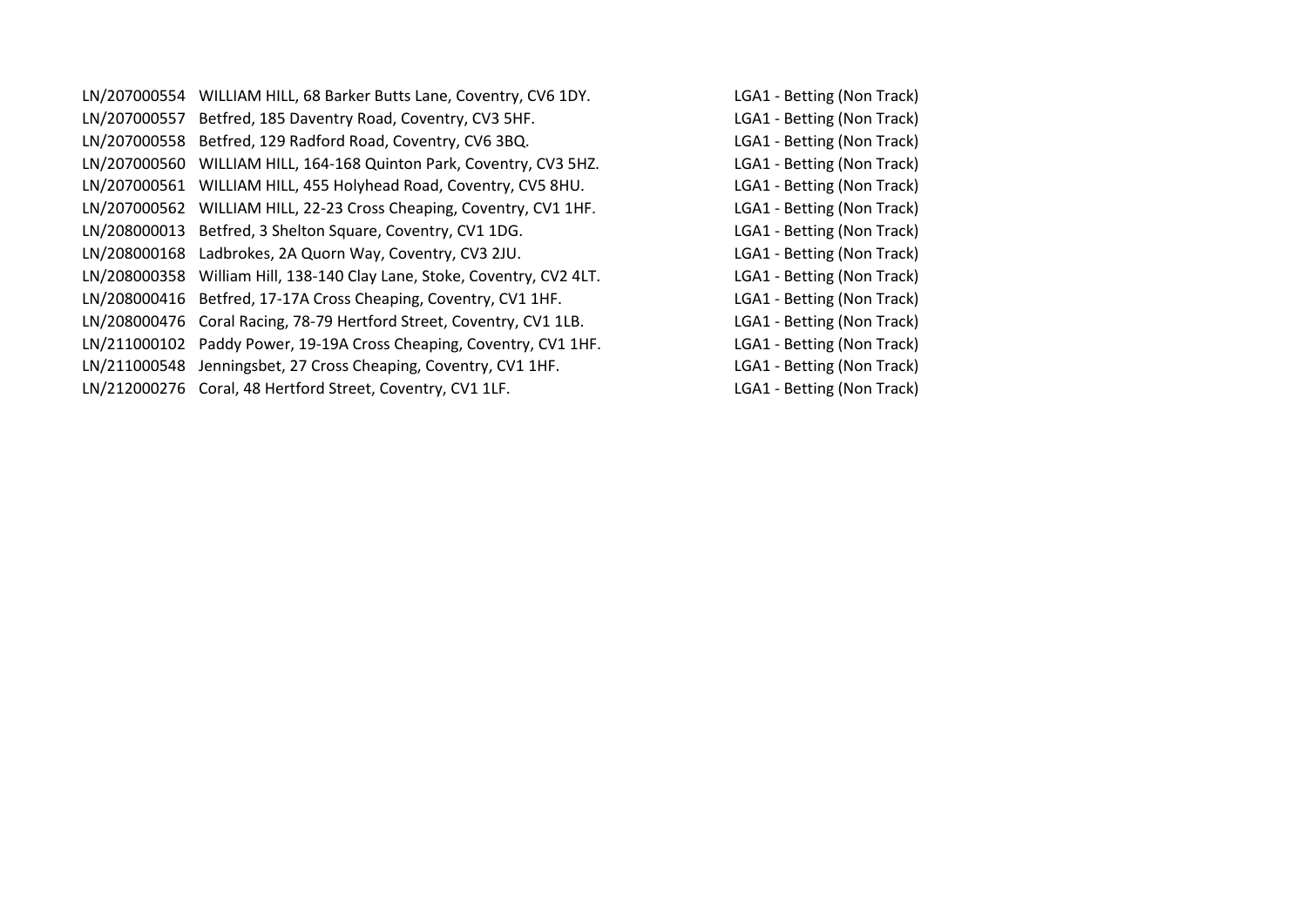| | | |
|---|---|---|
| LN/207000554 | WILLIAM HILL, 68 Barker Butts Lane, Coventry, CV6 1DY. | LGA1 - Betting (Non Track) |
| LN/207000557 | Betfred, 185 Daventry Road, Coventry, CV3 5HF. | LGA1 - Betting (Non Track) |
| LN/207000558 | Betfred, 129 Radford Road, Coventry, CV6 3BQ. | LGA1 - Betting (Non Track) |
| LN/207000560 | WILLIAM HILL, 164-168 Quinton Park, Coventry, CV3 5HZ. | LGA1 - Betting (Non Track) |
| LN/207000561 | WILLIAM HILL, 455 Holyhead Road, Coventry, CV5 8HU. | LGA1 - Betting (Non Track) |
| LN/207000562 | WILLIAM HILL, 22-23 Cross Cheaping, Coventry, CV1 1HF. | LGA1 - Betting (Non Track) |
| LN/208000013 | Betfred, 3 Shelton Square, Coventry, CV1 1DG. | LGA1 - Betting (Non Track) |
| LN/208000168 | Ladbrokes, 2A Quorn Way, Coventry, CV3 2JU. | LGA1 - Betting (Non Track) |
| LN/208000358 | William Hill, 138-140 Clay Lane, Stoke, Coventry, CV2 4LT. | LGA1 - Betting (Non Track) |
| LN/208000416 | Betfred, 17-17A Cross Cheaping, Coventry, CV1 1HF. | LGA1 - Betting (Non Track) |
| LN/208000476 | Coral Racing, 78-79 Hertford Street, Coventry, CV1 1LB. | LGA1 - Betting (Non Track) |
| LN/211000102 | Paddy Power, 19-19A Cross Cheaping, Coventry, CV1 1HF. | LGA1 - Betting (Non Track) |
| LN/211000548 | Jenningsbet, 27 Cross Cheaping, Coventry, CV1 1HF. | LGA1 - Betting (Non Track) |
| LN/212000276 | Coral, 48 Hertford Street, Coventry, CV1 1LF. | LGA1 - Betting (Non Track) |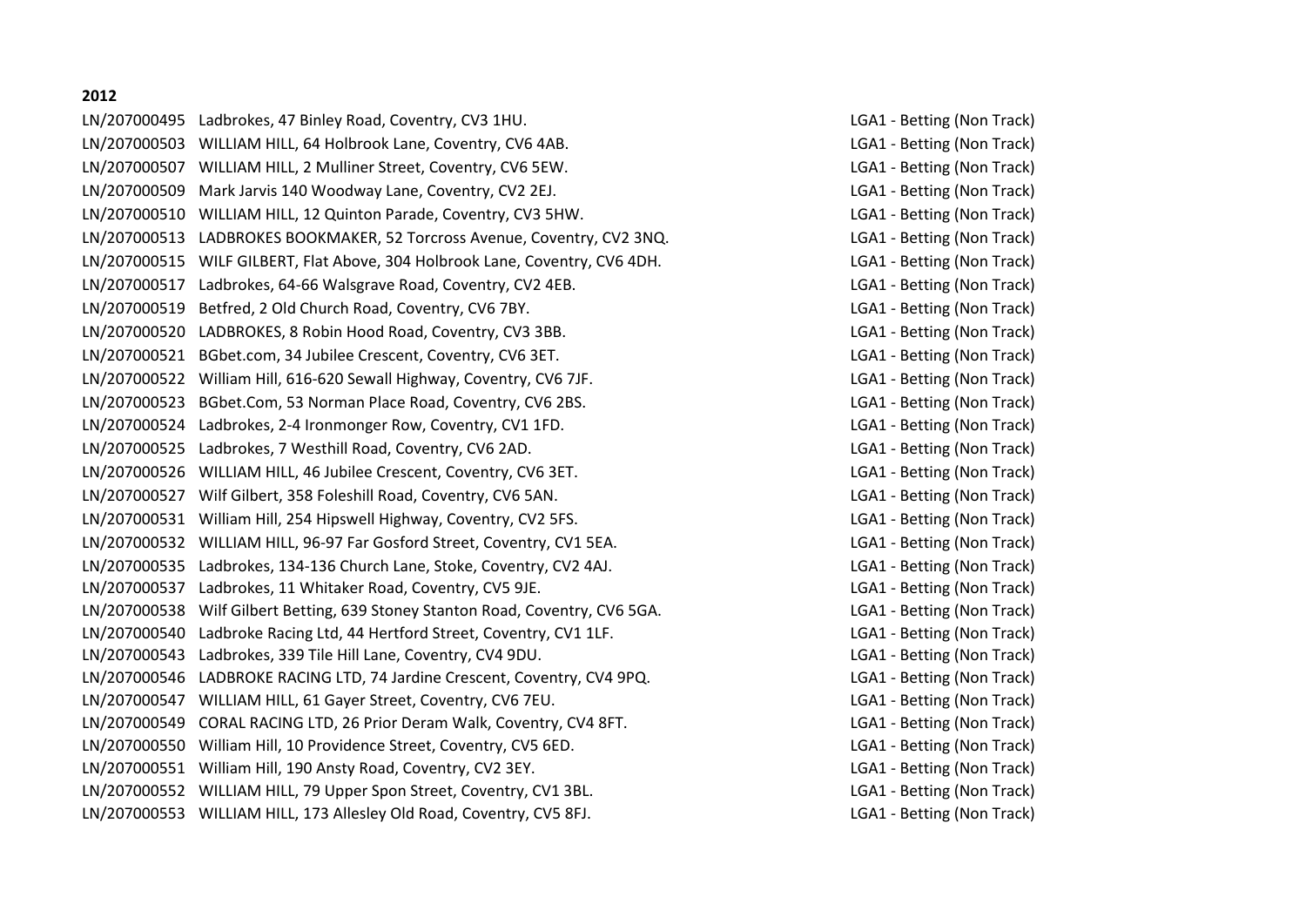**2012**

| | | |
|---|---|---|
| LN/207000495 | Ladbrokes, 47 Binley Road, Coventry, CV3 1HU. | LGA1 - Betting (Non Track) |
| LN/207000503 | WILLIAM HILL, 64 Holbrook Lane, Coventry, CV6 4AB. | LGA1 - Betting (Non Track) |
| LN/207000507 | WILLIAM HILL, 2 Mulliner Street, Coventry, CV6 5EW. | LGA1 - Betting (Non Track) |
| LN/207000509 | Mark Jarvis 140 Woodway Lane, Coventry, CV2 2EJ. | LGA1 - Betting (Non Track) |
| LN/207000510 | WILLIAM HILL, 12 Quinton Parade, Coventry, CV3 5HW. | LGA1 - Betting (Non Track) |
| LN/207000513 | LADBROKES BOOKMAKER, 52 Torcross Avenue, Coventry, CV2 3NQ. | LGA1 - Betting (Non Track) |
| LN/207000515 | WILF GILBERT, Flat Above, 304 Holbrook Lane, Coventry, CV6 4DH. | LGA1 - Betting (Non Track) |
| LN/207000517 | Ladbrokes, 64-66 Walsgrave Road, Coventry, CV2 4EB. | LGA1 - Betting (Non Track) |
| LN/207000519 | Betfred, 2 Old Church Road, Coventry, CV6 7BY. | LGA1 - Betting (Non Track) |
| LN/207000520 | LADBROKES, 8 Robin Hood Road, Coventry, CV3 3BB. | LGA1 - Betting (Non Track) |
| LN/207000521 | BGbet.com, 34 Jubilee Crescent, Coventry, CV6 3ET. | LGA1 - Betting (Non Track) |
| LN/207000522 | William Hill, 616-620 Sewall Highway, Coventry, CV6 7JF. | LGA1 - Betting (Non Track) |
| LN/207000523 | BGbet.Com, 53 Norman Place Road, Coventry, CV6 2BS. | LGA1 - Betting (Non Track) |
| LN/207000524 | Ladbrokes, 2-4 Ironmonger Row, Coventry, CV1 1FD. | LGA1 - Betting (Non Track) |
| LN/207000525 | Ladbrokes, 7 Westhill Road, Coventry, CV6 2AD. | LGA1 - Betting (Non Track) |
| LN/207000526 | WILLIAM HILL, 46 Jubilee Crescent, Coventry, CV6 3ET. | LGA1 - Betting (Non Track) |
| LN/207000527 | Wilf Gilbert, 358 Foleshill Road, Coventry, CV6 5AN. | LGA1 - Betting (Non Track) |
| LN/207000531 | William Hill, 254 Hipswell Highway, Coventry, CV2 5FS. | LGA1 - Betting (Non Track) |
| LN/207000532 | WILLIAM HILL, 96-97 Far Gosford Street, Coventry, CV1 5EA. | LGA1 - Betting (Non Track) |
| LN/207000535 | Ladbrokes, 134-136 Church Lane, Stoke, Coventry, CV2 4AJ. | LGA1 - Betting (Non Track) |
| LN/207000537 | Ladbrokes, 11 Whitaker Road, Coventry, CV5 9JE. | LGA1 - Betting (Non Track) |
| LN/207000538 | Wilf Gilbert Betting, 639 Stoney Stanton Road, Coventry, CV6 5GA. | LGA1 - Betting (Non Track) |
| LN/207000540 | Ladbroke Racing Ltd, 44 Hertford Street, Coventry, CV1 1LF. | LGA1 - Betting (Non Track) |
| LN/207000543 | Ladbrokes, 339 Tile Hill Lane, Coventry, CV4 9DU. | LGA1 - Betting (Non Track) |
| LN/207000546 | LADBROKE RACING LTD, 74 Jardine Crescent, Coventry, CV4 9PQ. | LGA1 - Betting (Non Track) |
| LN/207000547 | WILLIAM HILL, 61 Gayer Street, Coventry, CV6 7EU. | LGA1 - Betting (Non Track) |
| LN/207000549 | CORAL RACING LTD, 26 Prior Deram Walk, Coventry, CV4 8FT. | LGA1 - Betting (Non Track) |
| LN/207000550 | William Hill, 10 Providence Street, Coventry, CV5 6ED. | LGA1 - Betting (Non Track) |
| LN/207000551 | William Hill, 190 Ansty Road, Coventry, CV2 3EY. | LGA1 - Betting (Non Track) |
| LN/207000552 | WILLIAM HILL, 79 Upper Spon Street, Coventry, CV1 3BL. | LGA1 - Betting (Non Track) |
| LN/207000553 | WILLIAM HILL, 173 Allesley Old Road, Coventry, CV5 8FJ. | LGA1 - Betting (Non Track) |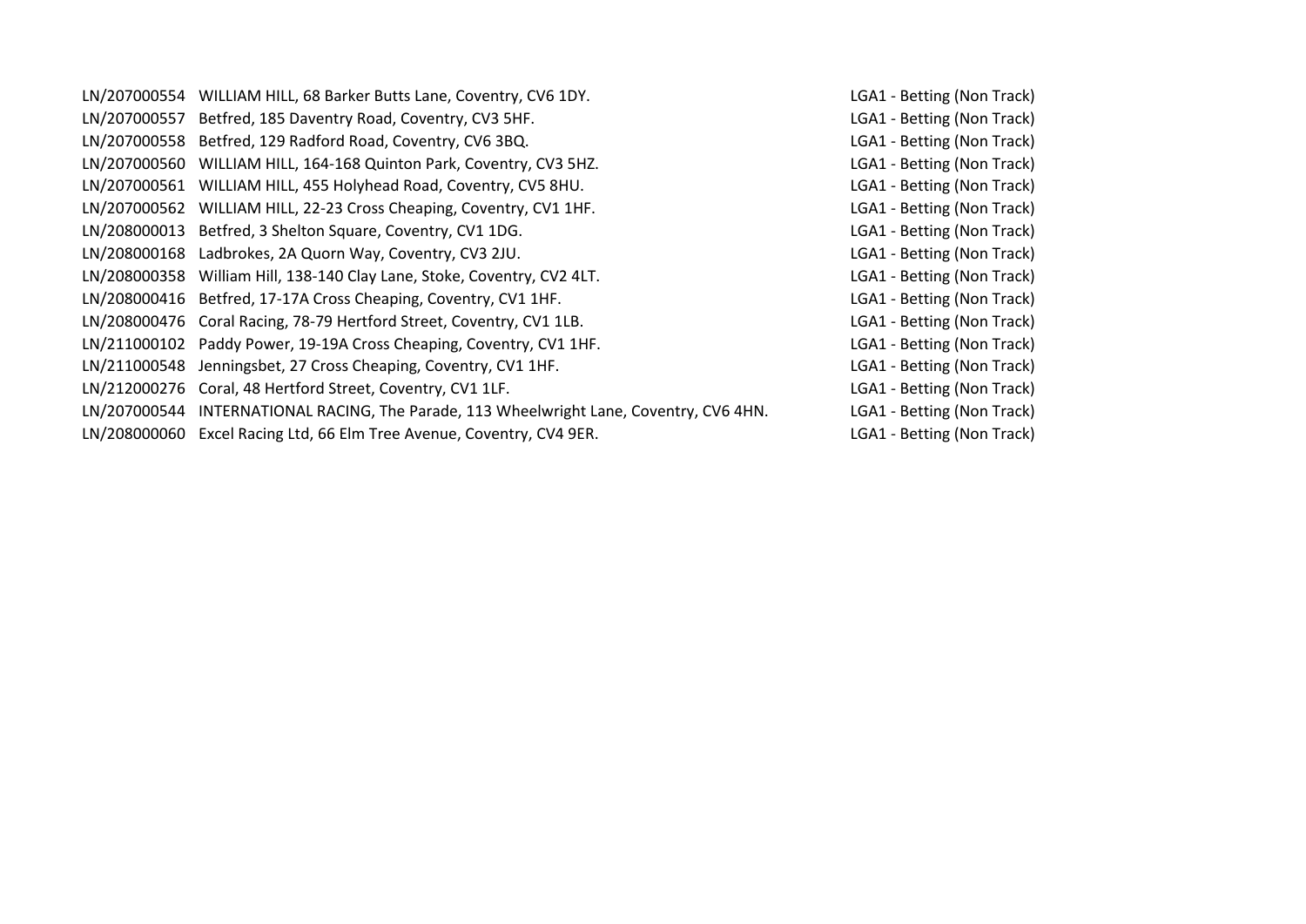| | | |
|---|---|---|
| LN/207000554 | WILLIAM HILL, 68 Barker Butts Lane, Coventry, CV6 1DY. | LGA1 - Betting (Non Track) |
| LN/207000557 | Betfred, 185 Daventry Road, Coventry, CV3 5HF. | LGA1 - Betting (Non Track) |
| LN/207000558 | Betfred, 129 Radford Road, Coventry, CV6 3BQ. | LGA1 - Betting (Non Track) |
| LN/207000560 | WILLIAM HILL, 164-168 Quinton Park, Coventry, CV3 5HZ. | LGA1 - Betting (Non Track) |
| LN/207000561 | WILLIAM HILL, 455 Holyhead Road, Coventry, CV5 8HU. | LGA1 - Betting (Non Track) |
| LN/207000562 | WILLIAM HILL, 22-23 Cross Cheaping, Coventry, CV1 1HF. | LGA1 - Betting (Non Track) |
| LN/208000013 | Betfred, 3 Shelton Square, Coventry, CV1 1DG. | LGA1 - Betting (Non Track) |
| LN/208000168 | Ladbrokes, 2A Quorn Way, Coventry, CV3 2JU. | LGA1 - Betting (Non Track) |
| LN/208000358 | William Hill, 138-140 Clay Lane, Stoke, Coventry, CV2 4LT. | LGA1 - Betting (Non Track) |
| LN/208000416 | Betfred, 17-17A Cross Cheaping, Coventry, CV1 1HF. | LGA1 - Betting (Non Track) |
| LN/208000476 | Coral Racing, 78-79 Hertford Street, Coventry, CV1 1LB. | LGA1 - Betting (Non Track) |
| LN/211000102 | Paddy Power, 19-19A Cross Cheaping, Coventry, CV1 1HF. | LGA1 - Betting (Non Track) |
| LN/211000548 | Jenningsbet, 27 Cross Cheaping, Coventry, CV1 1HF. | LGA1 - Betting (Non Track) |
| LN/212000276 | Coral, 48 Hertford Street, Coventry, CV1 1LF. | LGA1 - Betting (Non Track) |
| LN/207000544 | INTERNATIONAL RACING, The Parade, 113 Wheelwright Lane, Coventry, CV6 4HN. | LGA1 - Betting (Non Track) |
| LN/208000060 | Excel Racing Ltd, 66 Elm Tree Avenue, Coventry, CV4 9ER. | LGA1 - Betting (Non Track) |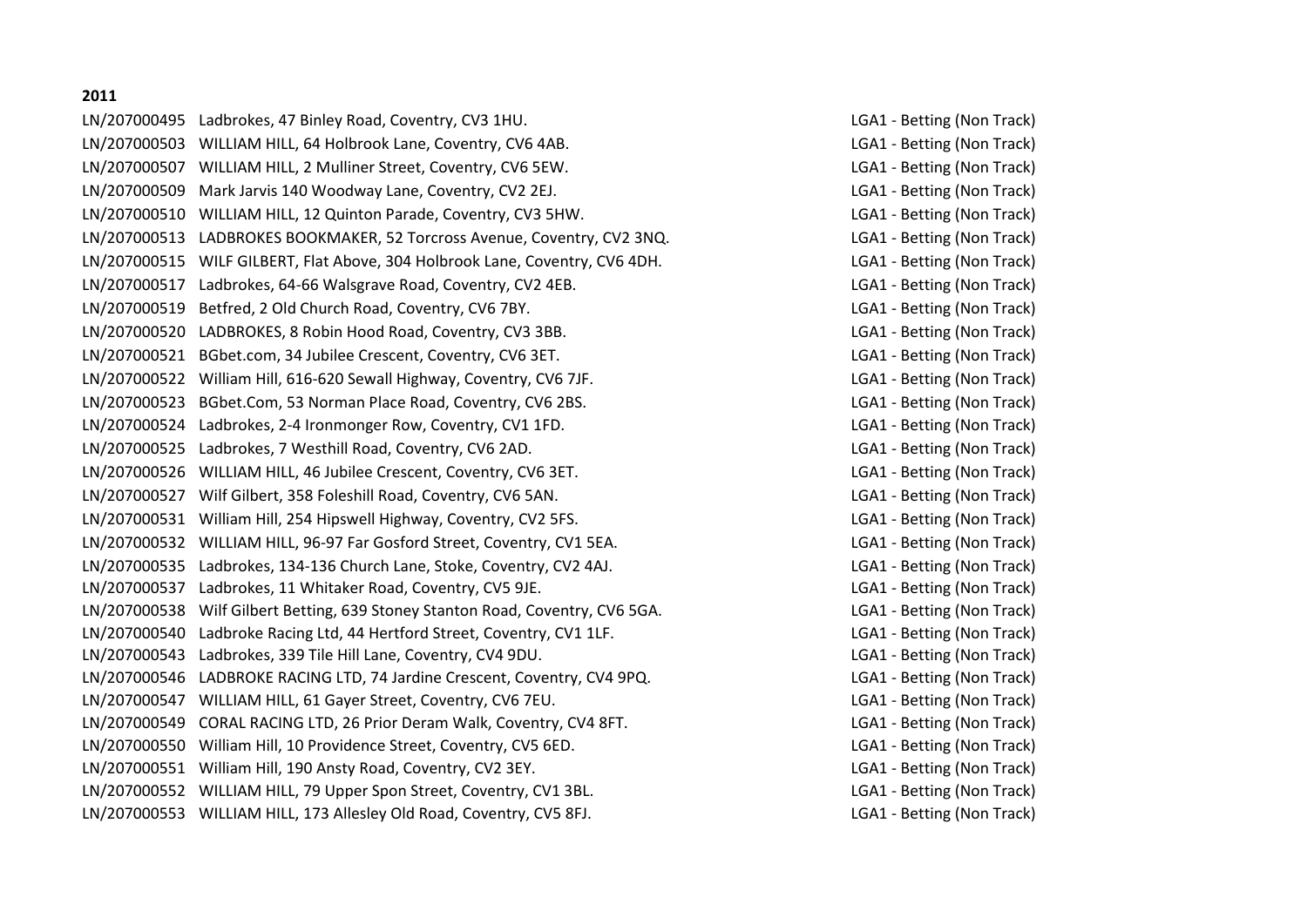**2011**

| | | |
|---|---|---|
| LN/207000495 | Ladbrokes, 47 Binley Road, Coventry, CV3 1HU. | LGA1 - Betting (Non Track) |
| LN/207000503 | WILLIAM HILL, 64 Holbrook Lane, Coventry, CV6 4AB. | LGA1 - Betting (Non Track) |
| LN/207000507 | WILLIAM HILL, 2 Mulliner Street, Coventry, CV6 5EW. | LGA1 - Betting (Non Track) |
| LN/207000509 | Mark Jarvis 140 Woodway Lane, Coventry, CV2 2EJ. | LGA1 - Betting (Non Track) |
| LN/207000510 | WILLIAM HILL, 12 Quinton Parade, Coventry, CV3 5HW. | LGA1 - Betting (Non Track) |
| LN/207000513 | LADBROKES BOOKMAKER, 52 Torcross Avenue, Coventry, CV2 3NQ. | LGA1 - Betting (Non Track) |
| LN/207000515 | WILF GILBERT, Flat Above, 304 Holbrook Lane, Coventry, CV6 4DH. | LGA1 - Betting (Non Track) |
| LN/207000517 | Ladbrokes, 64-66 Walsgrave Road, Coventry, CV2 4EB. | LGA1 - Betting (Non Track) |
| LN/207000519 | Betfred, 2 Old Church Road, Coventry, CV6 7BY. | LGA1 - Betting (Non Track) |
| LN/207000520 | LADBROKES, 8 Robin Hood Road, Coventry, CV3 3BB. | LGA1 - Betting (Non Track) |
| LN/207000521 | BGbet.com, 34 Jubilee Crescent, Coventry, CV6 3ET. | LGA1 - Betting (Non Track) |
| LN/207000522 | William Hill, 616-620 Sewall Highway, Coventry, CV6 7JF. | LGA1 - Betting (Non Track) |
| LN/207000523 | BGbet.Com, 53 Norman Place Road, Coventry, CV6 2BS. | LGA1 - Betting (Non Track) |
| LN/207000524 | Ladbrokes, 2-4 Ironmonger Row, Coventry, CV1 1FD. | LGA1 - Betting (Non Track) |
| LN/207000525 | Ladbrokes, 7 Westhill Road, Coventry, CV6 2AD. | LGA1 - Betting (Non Track) |
| LN/207000526 | WILLIAM HILL, 46 Jubilee Crescent, Coventry, CV6 3ET. | LGA1 - Betting (Non Track) |
| LN/207000527 | Wilf Gilbert, 358 Foleshill Road, Coventry, CV6 5AN. | LGA1 - Betting (Non Track) |
| LN/207000531 | William Hill, 254 Hipswell Highway, Coventry, CV2 5FS. | LGA1 - Betting (Non Track) |
| LN/207000532 | WILLIAM HILL, 96-97 Far Gosford Street, Coventry, CV1 5EA. | LGA1 - Betting (Non Track) |
| LN/207000535 | Ladbrokes, 134-136 Church Lane, Stoke, Coventry, CV2 4AJ. | LGA1 - Betting (Non Track) |
| LN/207000537 | Ladbrokes, 11 Whitaker Road, Coventry, CV5 9JE. | LGA1 - Betting (Non Track) |
| LN/207000538 | Wilf Gilbert Betting, 639 Stoney Stanton Road, Coventry, CV6 5GA. | LGA1 - Betting (Non Track) |
| LN/207000540 | Ladbroke Racing Ltd, 44 Hertford Street, Coventry, CV1 1LF. | LGA1 - Betting (Non Track) |
| LN/207000543 | Ladbrokes, 339 Tile Hill Lane, Coventry, CV4 9DU. | LGA1 - Betting (Non Track) |
| LN/207000546 | LADBROKE RACING LTD, 74 Jardine Crescent, Coventry, CV4 9PQ. | LGA1 - Betting (Non Track) |
| LN/207000547 | WILLIAM HILL, 61 Gayer Street, Coventry, CV6 7EU. | LGA1 - Betting (Non Track) |
| LN/207000549 | CORAL RACING LTD, 26 Prior Deram Walk, Coventry, CV4 8FT. | LGA1 - Betting (Non Track) |
| LN/207000550 | William Hill, 10 Providence Street, Coventry, CV5 6ED. | LGA1 - Betting (Non Track) |
| LN/207000551 | William Hill, 190 Ansty Road, Coventry, CV2 3EY. | LGA1 - Betting (Non Track) |
| LN/207000552 | WILLIAM HILL, 79 Upper Spon Street, Coventry, CV1 3BL. | LGA1 - Betting (Non Track) |
| LN/207000553 | WILLIAM HILL, 173 Allesley Old Road, Coventry, CV5 8FJ. | LGA1 - Betting (Non Track) |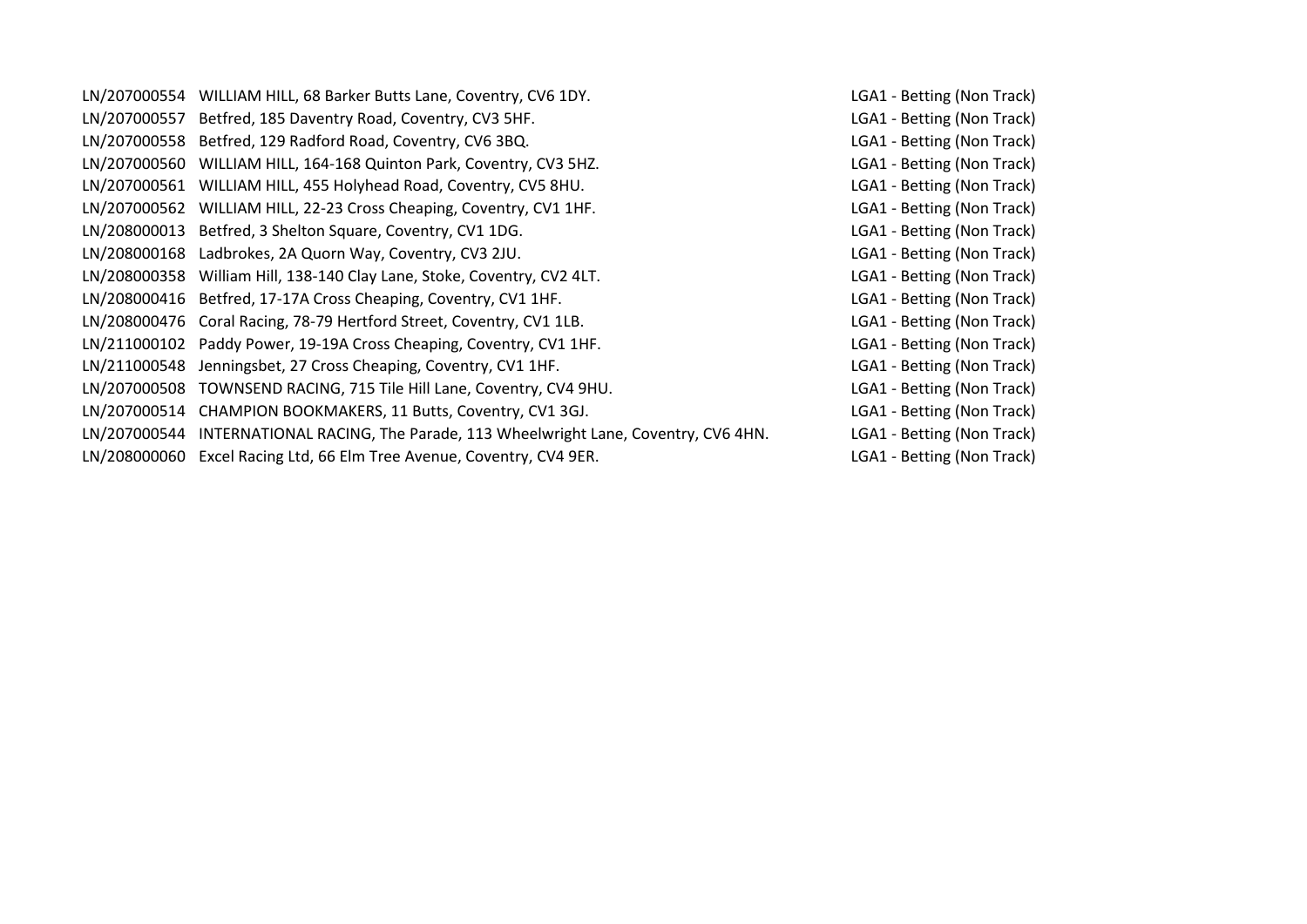| | | |
|---|---|---|
| LN/207000554 | WILLIAM HILL, 68 Barker Butts Lane, Coventry, CV6 1DY. | LGA1 - Betting (Non Track) |
| LN/207000557 | Betfred, 185 Daventry Road, Coventry, CV3 5HF. | LGA1 - Betting (Non Track) |
| LN/207000558 | Betfred, 129 Radford Road, Coventry, CV6 3BQ. | LGA1 - Betting (Non Track) |
| LN/207000560 | WILLIAM HILL, 164-168 Quinton Park, Coventry, CV3 5HZ. | LGA1 - Betting (Non Track) |
| LN/207000561 | WILLIAM HILL, 455 Holyhead Road, Coventry, CV5 8HU. | LGA1 - Betting (Non Track) |
| LN/207000562 | WILLIAM HILL, 22-23 Cross Cheaping, Coventry, CV1 1HF. | LGA1 - Betting (Non Track) |
| LN/208000013 | Betfred, 3 Shelton Square, Coventry, CV1 1DG. | LGA1 - Betting (Non Track) |
| LN/208000168 | Ladbrokes, 2A Quorn Way, Coventry, CV3 2JU. | LGA1 - Betting (Non Track) |
| LN/208000358 | William Hill, 138-140 Clay Lane, Stoke, Coventry, CV2 4LT. | LGA1 - Betting (Non Track) |
| LN/208000416 | Betfred, 17-17A Cross Cheaping, Coventry, CV1 1HF. | LGA1 - Betting (Non Track) |
| LN/208000476 | Coral Racing, 78-79 Hertford Street, Coventry, CV1 1LB. | LGA1 - Betting (Non Track) |
| LN/211000102 | Paddy Power, 19-19A Cross Cheaping, Coventry, CV1 1HF. | LGA1 - Betting (Non Track) |
| LN/211000548 | Jenningsbet, 27 Cross Cheaping, Coventry, CV1 1HF. | LGA1 - Betting (Non Track) |
| LN/207000508 | TOWNSEND RACING, 715 Tile Hill Lane, Coventry, CV4 9HU. | LGA1 - Betting (Non Track) |
| LN/207000514 | CHAMPION BOOKMAKERS, 11 Butts, Coventry, CV1 3GJ. | LGA1 - Betting (Non Track) |
| LN/207000544 | INTERNATIONAL RACING, The Parade, 113 Wheelwright Lane, Coventry, CV6 4HN. | LGA1 - Betting (Non Track) |
| LN/208000060 | Excel Racing Ltd, 66 Elm Tree Avenue, Coventry, CV4 9ER. | LGA1 - Betting (Non Track) |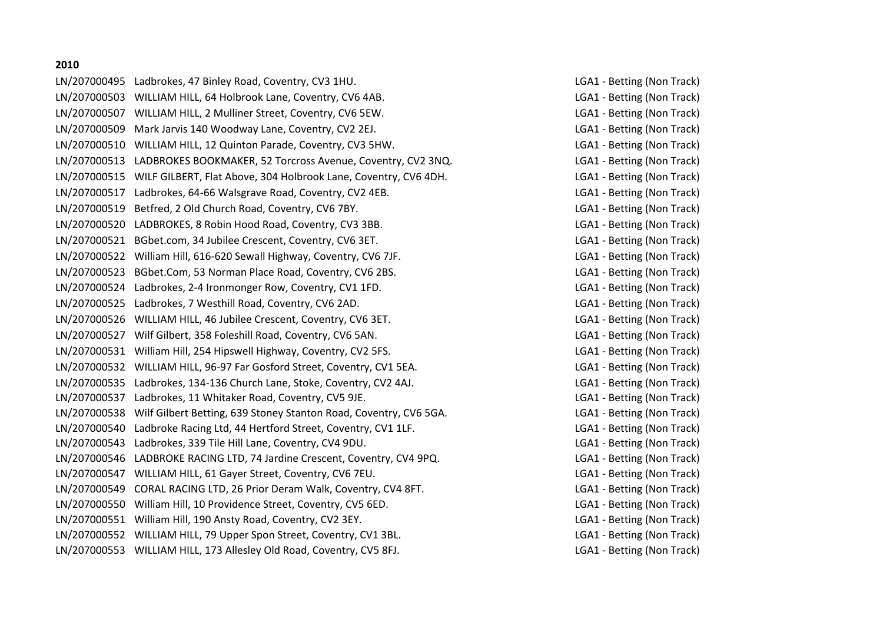**2010**

| | | |
|---|---|---|
| LN/207000495 | Ladbrokes, 47 Binley Road, Coventry, CV3 1HU. | LGA1 - Betting (Non Track) |
| LN/207000503 | WILLIAM HILL, 64 Holbrook Lane, Coventry, CV6 4AB. | LGA1 - Betting (Non Track) |
| LN/207000507 | WILLIAM HILL, 2 Mulliner Street, Coventry, CV6 5EW. | LGA1 - Betting (Non Track) |
| LN/207000509 | Mark Jarvis 140 Woodway Lane, Coventry, CV2 2EJ. | LGA1 - Betting (Non Track) |
| LN/207000510 | WILLIAM HILL, 12 Quinton Parade, Coventry, CV3 5HW. | LGA1 - Betting (Non Track) |
| LN/207000513 | LADBROKES BOOKMAKER, 52 Torcross Avenue, Coventry, CV2 3NQ. | LGA1 - Betting (Non Track) |
| LN/207000515 | WILF GILBERT, Flat Above, 304 Holbrook Lane, Coventry, CV6 4DH. | LGA1 - Betting (Non Track) |
| LN/207000517 | Ladbrokes, 64-66 Walsgrave Road, Coventry, CV2 4EB. | LGA1 - Betting (Non Track) |
| LN/207000519 | Betfred, 2 Old Church Road, Coventry, CV6 7BY. | LGA1 - Betting (Non Track) |
| LN/207000520 | LADBROKES, 8 Robin Hood Road, Coventry, CV3 3BB. | LGA1 - Betting (Non Track) |
| LN/207000521 | BGbet.com, 34 Jubilee Crescent, Coventry, CV6 3ET. | LGA1 - Betting (Non Track) |
| LN/207000522 | William Hill, 616-620 Sewall Highway, Coventry, CV6 7JF. | LGA1 - Betting (Non Track) |
| LN/207000523 | BGbet.Com, 53 Norman Place Road, Coventry, CV6 2BS. | LGA1 - Betting (Non Track) |
| LN/207000524 | Ladbrokes, 2-4 Ironmonger Row, Coventry, CV1 1FD. | LGA1 - Betting (Non Track) |
| LN/207000525 | Ladbrokes, 7 Westhill Road, Coventry, CV6 2AD. | LGA1 - Betting (Non Track) |
| LN/207000526 | WILLIAM HILL, 46 Jubilee Crescent, Coventry, CV6 3ET. | LGA1 - Betting (Non Track) |
| LN/207000527 | Wilf Gilbert, 358 Foleshill Road, Coventry, CV6 5AN. | LGA1 - Betting (Non Track) |
| LN/207000531 | William Hill, 254 Hipswell Highway, Coventry, CV2 5FS. | LGA1 - Betting (Non Track) |
| LN/207000532 | WILLIAM HILL, 96-97 Far Gosford Street, Coventry, CV1 5EA. | LGA1 - Betting (Non Track) |
| LN/207000535 | Ladbrokes, 134-136 Church Lane, Stoke, Coventry, CV2 4AJ. | LGA1 - Betting (Non Track) |
| LN/207000537 | Ladbrokes, 11 Whitaker Road, Coventry, CV5 9JE. | LGA1 - Betting (Non Track) |
| LN/207000538 | Wilf Gilbert Betting, 639 Stoney Stanton Road, Coventry, CV6 5GA. | LGA1 - Betting (Non Track) |
| LN/207000540 | Ladbroke Racing Ltd, 44 Hertford Street, Coventry, CV1 1LF. | LGA1 - Betting (Non Track) |
| LN/207000543 | Ladbrokes, 339 Tile Hill Lane, Coventry, CV4 9DU. | LGA1 - Betting (Non Track) |
| LN/207000546 | LADBROKE RACING LTD, 74 Jardine Crescent, Coventry, CV4 9PQ. | LGA1 - Betting (Non Track) |
| LN/207000547 | WILLIAM HILL, 61 Gayer Street, Coventry, CV6 7EU. | LGA1 - Betting (Non Track) |
| LN/207000549 | CORAL RACING LTD, 26 Prior Deram Walk, Coventry, CV4 8FT. | LGA1 - Betting (Non Track) |
| LN/207000550 | William Hill, 10 Providence Street, Coventry, CV5 6ED. | LGA1 - Betting (Non Track) |
| LN/207000551 | William Hill, 190 Ansty Road, Coventry, CV2 3EY. | LGA1 - Betting (Non Track) |
| LN/207000552 | WILLIAM HILL, 79 Upper Spon Street, Coventry, CV1 3BL. | LGA1 - Betting (Non Track) |
| LN/207000553 | WILLIAM HILL, 173 Allesley Old Road, Coventry, CV5 8FJ. | LGA1 - Betting (Non Track) |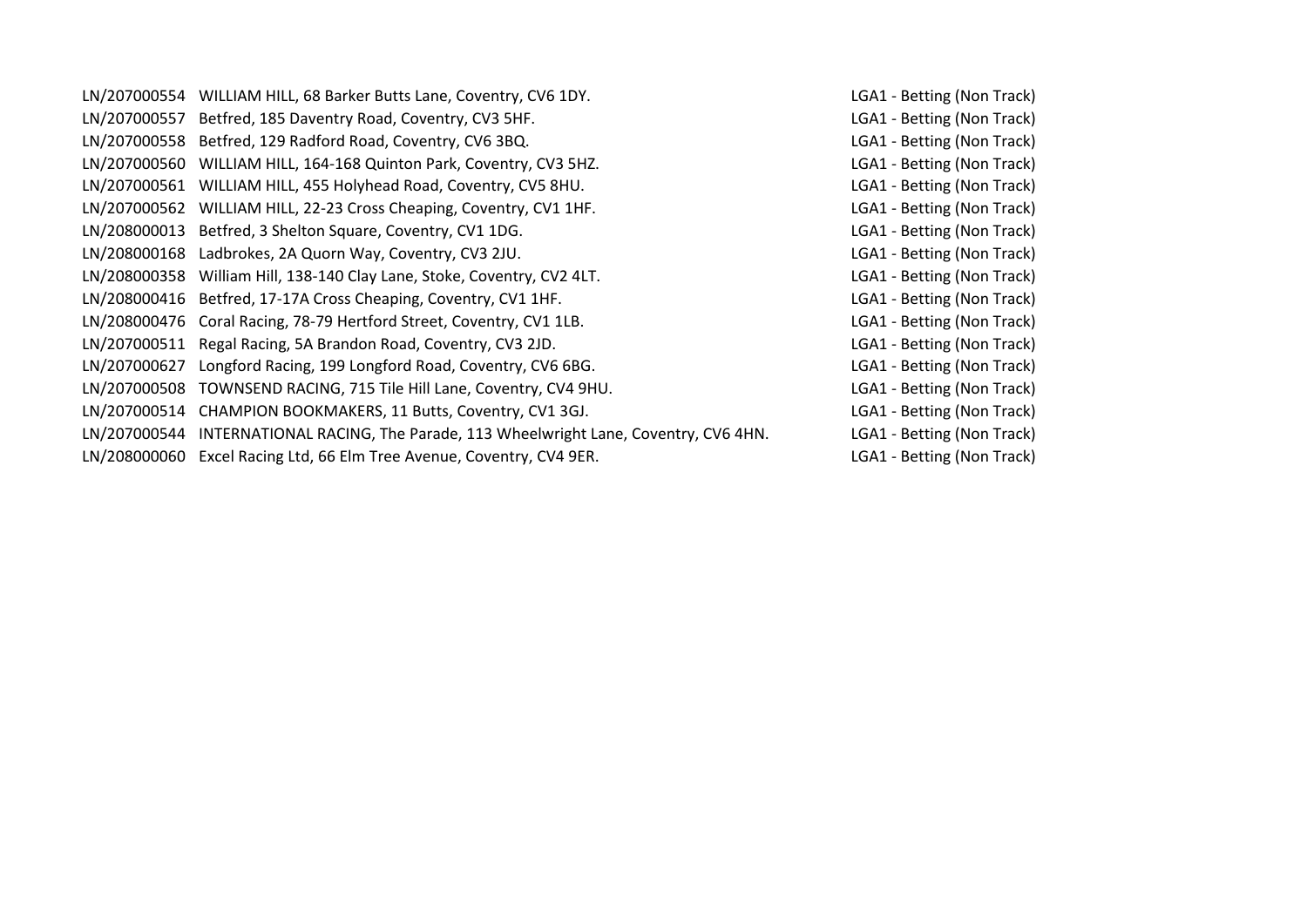| | | |
|---|---|---|
| LN/207000554 | WILLIAM HILL, 68 Barker Butts Lane, Coventry, CV6 1DY. | LGA1 - Betting (Non Track) |
| LN/207000557 | Betfred, 185 Daventry Road, Coventry, CV3 5HF. | LGA1 - Betting (Non Track) |
| LN/207000558 | Betfred, 129 Radford Road, Coventry, CV6 3BQ. | LGA1 - Betting (Non Track) |
| LN/207000560 | WILLIAM HILL, 164-168 Quinton Park, Coventry, CV3 5HZ. | LGA1 - Betting (Non Track) |
| LN/207000561 | WILLIAM HILL, 455 Holyhead Road, Coventry, CV5 8HU. | LGA1 - Betting (Non Track) |
| LN/207000562 | WILLIAM HILL, 22-23 Cross Cheaping, Coventry, CV1 1HF. | LGA1 - Betting (Non Track) |
| LN/208000013 | Betfred, 3 Shelton Square, Coventry, CV1 1DG. | LGA1 - Betting (Non Track) |
| LN/208000168 | Ladbrokes, 2A Quorn Way, Coventry, CV3 2JU. | LGA1 - Betting (Non Track) |
| LN/208000358 | William Hill, 138-140 Clay Lane, Stoke, Coventry, CV2 4LT. | LGA1 - Betting (Non Track) |
| LN/208000416 | Betfred, 17-17A Cross Cheaping, Coventry, CV1 1HF. | LGA1 - Betting (Non Track) |
| LN/208000476 | Coral Racing, 78-79 Hertford Street, Coventry, CV1 1LB. | LGA1 - Betting (Non Track) |
| LN/207000511 | Regal Racing, 5A Brandon Road, Coventry, CV3 2JD. | LGA1 - Betting (Non Track) |
| LN/207000627 | Longford Racing, 199 Longford Road, Coventry, CV6 6BG. | LGA1 - Betting (Non Track) |
| LN/207000508 | TOWNSEND RACING, 715 Tile Hill Lane, Coventry, CV4 9HU. | LGA1 - Betting (Non Track) |
| LN/207000514 | CHAMPION BOOKMAKERS, 11 Butts, Coventry, CV1 3GJ. | LGA1 - Betting (Non Track) |
| LN/207000544 | INTERNATIONAL RACING, The Parade, 113 Wheelwright Lane, Coventry, CV6 4HN. | LGA1 - Betting (Non Track) |
| LN/208000060 | Excel Racing Ltd, 66 Elm Tree Avenue, Coventry, CV4 9ER. | LGA1 - Betting (Non Track) |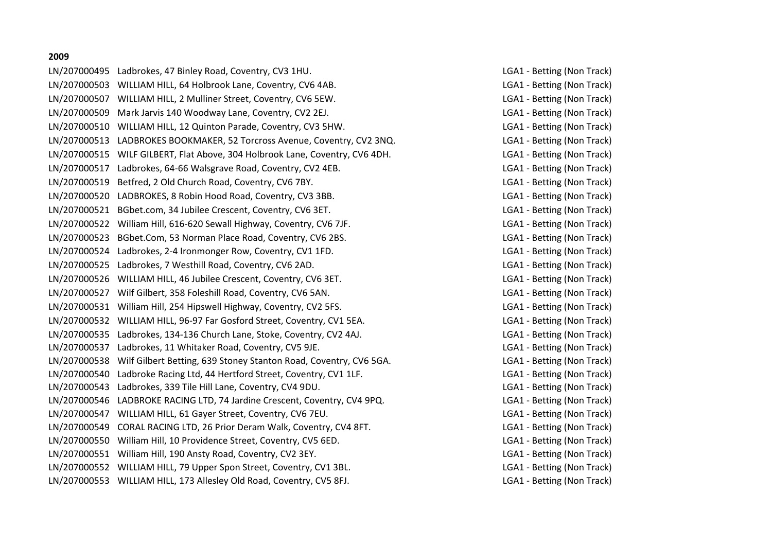**2009**

| | | |
|---|---|---|
| LN/207000495 | Ladbrokes, 47 Binley Road, Coventry, CV3 1HU. | LGA1 - Betting (Non Track) |
| LN/207000503 | WILLIAM HILL, 64 Holbrook Lane, Coventry, CV6 4AB. | LGA1 - Betting (Non Track) |
| LN/207000507 | WILLIAM HILL, 2 Mulliner Street, Coventry, CV6 5EW. | LGA1 - Betting (Non Track) |
| LN/207000509 | Mark Jarvis 140 Woodway Lane, Coventry, CV2 2EJ. | LGA1 - Betting (Non Track) |
| LN/207000510 | WILLIAM HILL, 12 Quinton Parade, Coventry, CV3 5HW. | LGA1 - Betting (Non Track) |
| LN/207000513 | LADBROKES BOOKMAKER, 52 Torcross Avenue, Coventry, CV2 3NQ. | LGA1 - Betting (Non Track) |
| LN/207000515 | WILF GILBERT, Flat Above, 304 Holbrook Lane, Coventry, CV6 4DH. | LGA1 - Betting (Non Track) |
| LN/207000517 | Ladbrokes, 64-66 Walsgrave Road, Coventry, CV2 4EB. | LGA1 - Betting (Non Track) |
| LN/207000519 | Betfred, 2 Old Church Road, Coventry, CV6 7BY. | LGA1 - Betting (Non Track) |
| LN/207000520 | LADBROKES, 8 Robin Hood Road, Coventry, CV3 3BB. | LGA1 - Betting (Non Track) |
| LN/207000521 | BGbet.com, 34 Jubilee Crescent, Coventry, CV6 3ET. | LGA1 - Betting (Non Track) |
| LN/207000522 | William Hill, 616-620 Sewall Highway, Coventry, CV6 7JF. | LGA1 - Betting (Non Track) |
| LN/207000523 | BGbet.Com, 53 Norman Place Road, Coventry, CV6 2BS. | LGA1 - Betting (Non Track) |
| LN/207000524 | Ladbrokes, 2-4 Ironmonger Row, Coventry, CV1 1FD. | LGA1 - Betting (Non Track) |
| LN/207000525 | Ladbrokes, 7 Westhill Road, Coventry, CV6 2AD. | LGA1 - Betting (Non Track) |
| LN/207000526 | WILLIAM HILL, 46 Jubilee Crescent, Coventry, CV6 3ET. | LGA1 - Betting (Non Track) |
| LN/207000527 | Wilf Gilbert, 358 Foleshill Road, Coventry, CV6 5AN. | LGA1 - Betting (Non Track) |
| LN/207000531 | William Hill, 254 Hipswell Highway, Coventry, CV2 5FS. | LGA1 - Betting (Non Track) |
| LN/207000532 | WILLIAM HILL, 96-97 Far Gosford Street, Coventry, CV1 5EA. | LGA1 - Betting (Non Track) |
| LN/207000535 | Ladbrokes, 134-136 Church Lane, Stoke, Coventry, CV2 4AJ. | LGA1 - Betting (Non Track) |
| LN/207000537 | Ladbrokes, 11 Whitaker Road, Coventry, CV5 9JE. | LGA1 - Betting (Non Track) |
| LN/207000538 | Wilf Gilbert Betting, 639 Stoney Stanton Road, Coventry, CV6 5GA. | LGA1 - Betting (Non Track) |
| LN/207000540 | Ladbroke Racing Ltd, 44 Hertford Street, Coventry, CV1 1LF. | LGA1 - Betting (Non Track) |
| LN/207000543 | Ladbrokes, 339 Tile Hill Lane, Coventry, CV4 9DU. | LGA1 - Betting (Non Track) |
| LN/207000546 | LADBROKE RACING LTD, 74 Jardine Crescent, Coventry, CV4 9PQ. | LGA1 - Betting (Non Track) |
| LN/207000547 | WILLIAM HILL, 61 Gayer Street, Coventry, CV6 7EU. | LGA1 - Betting (Non Track) |
| LN/207000549 | CORAL RACING LTD, 26 Prior Deram Walk, Coventry, CV4 8FT. | LGA1 - Betting (Non Track) |
| LN/207000550 | William Hill, 10 Providence Street, Coventry, CV5 6ED. | LGA1 - Betting (Non Track) |
| LN/207000551 | William Hill, 190 Ansty Road, Coventry, CV2 3EY. | LGA1 - Betting (Non Track) |
| LN/207000552 | WILLIAM HILL, 79 Upper Spon Street, Coventry, CV1 3BL. | LGA1 - Betting (Non Track) |
| LN/207000553 | WILLIAM HILL, 173 Allesley Old Road, Coventry, CV5 8FJ. | LGA1 - Betting (Non Track) |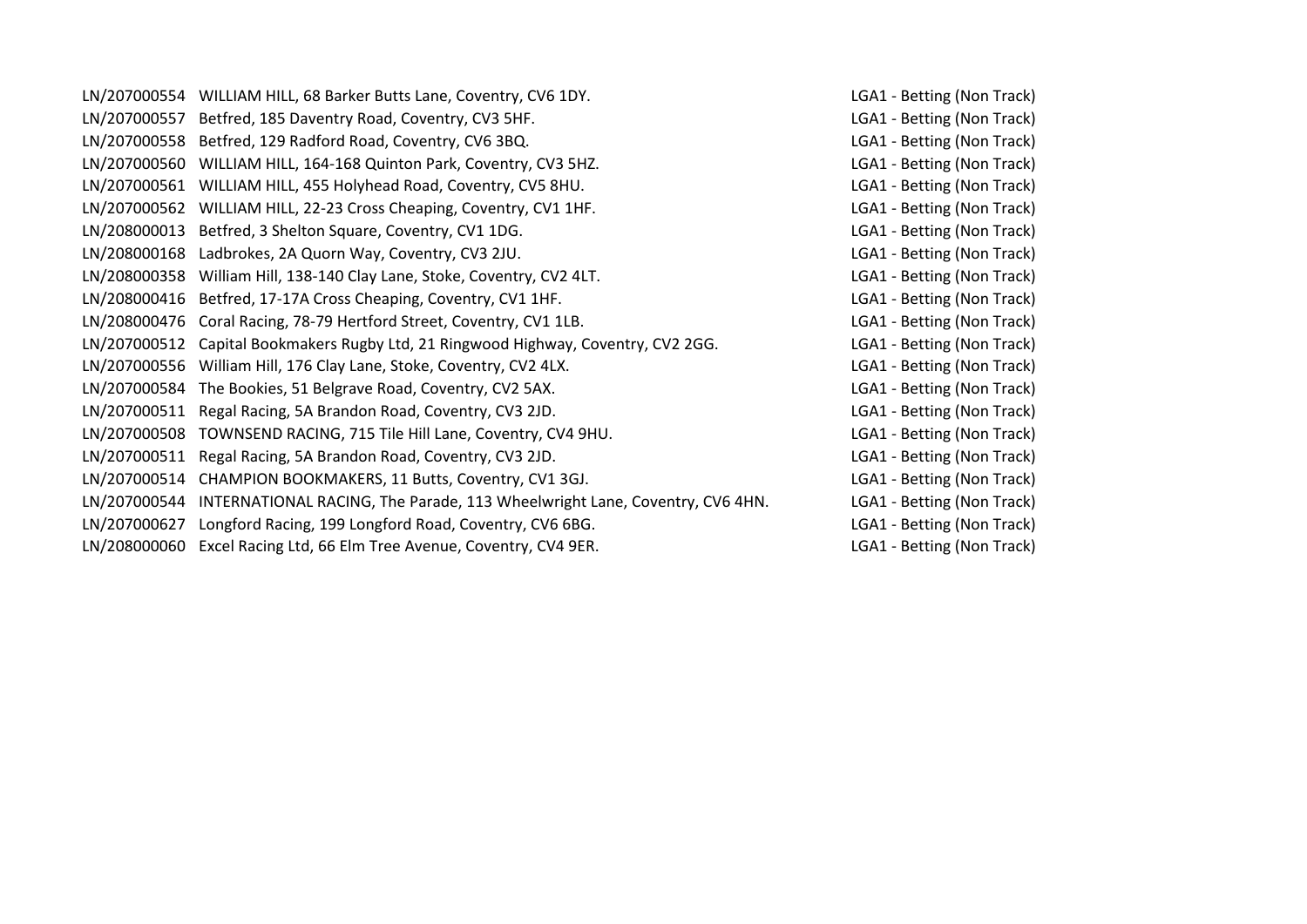| | | |
|---|---|---|
| LN/207000554 | WILLIAM HILL, 68 Barker Butts Lane, Coventry, CV6 1DY. | LGA1 - Betting (Non Track) |
| LN/207000557 | Betfred, 185 Daventry Road, Coventry, CV3 5HF. | LGA1 - Betting (Non Track) |
| LN/207000558 | Betfred, 129 Radford Road, Coventry, CV6 3BQ. | LGA1 - Betting (Non Track) |
| LN/207000560 | WILLIAM HILL, 164-168 Quinton Park, Coventry, CV3 5HZ. | LGA1 - Betting (Non Track) |
| LN/207000561 | WILLIAM HILL, 455 Holyhead Road, Coventry, CV5 8HU. | LGA1 - Betting (Non Track) |
| LN/207000562 | WILLIAM HILL, 22-23 Cross Cheaping, Coventry, CV1 1HF. | LGA1 - Betting (Non Track) |
| LN/208000013 | Betfred, 3 Shelton Square, Coventry, CV1 1DG. | LGA1 - Betting (Non Track) |
| LN/208000168 | Ladbrokes, 2A Quorn Way, Coventry, CV3 2JU. | LGA1 - Betting (Non Track) |
| LN/208000358 | William Hill, 138-140 Clay Lane, Stoke, Coventry, CV2 4LT. | LGA1 - Betting (Non Track) |
| LN/208000416 | Betfred, 17-17A Cross Cheaping, Coventry, CV1 1HF. | LGA1 - Betting (Non Track) |
| LN/208000476 | Coral Racing, 78-79 Hertford Street, Coventry, CV1 1LB. | LGA1 - Betting (Non Track) |
| LN/207000512 | Capital Bookmakers Rugby Ltd, 21 Ringwood Highway, Coventry, CV2 2GG. | LGA1 - Betting (Non Track) |
| LN/207000556 | William Hill, 176 Clay Lane, Stoke, Coventry, CV2 4LX. | LGA1 - Betting (Non Track) |
| LN/207000584 | The Bookies, 51 Belgrave Road, Coventry, CV2 5AX. | LGA1 - Betting (Non Track) |
| LN/207000511 | Regal Racing, 5A Brandon Road, Coventry, CV3 2JD. | LGA1 - Betting (Non Track) |
| LN/207000508 | TOWNSEND RACING, 715 Tile Hill Lane, Coventry, CV4 9HU. | LGA1 - Betting (Non Track) |
| LN/207000511 | Regal Racing, 5A Brandon Road, Coventry, CV3 2JD. | LGA1 - Betting (Non Track) |
| LN/207000514 | CHAMPION BOOKMAKERS, 11 Butts, Coventry, CV1 3GJ. | LGA1 - Betting (Non Track) |
| LN/207000544 | INTERNATIONAL RACING, The Parade, 113 Wheelwright Lane, Coventry, CV6 4HN. | LGA1 - Betting (Non Track) |
| LN/207000627 | Longford Racing, 199 Longford Road, Coventry, CV6 6BG. | LGA1 - Betting (Non Track) |
| LN/208000060 | Excel Racing Ltd, 66 Elm Tree Avenue, Coventry, CV4 9ER. | LGA1 - Betting (Non Track) |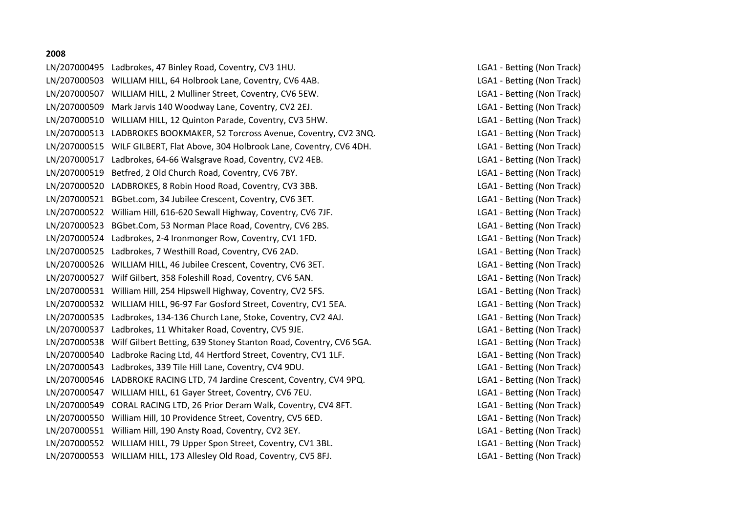**2008**

| | | |
|---|---|---|
| LN/207000495 | Ladbrokes, 47 Binley Road, Coventry, CV3 1HU. | LGA1 - Betting (Non Track) |
| LN/207000503 | WILLIAM HILL, 64 Holbrook Lane, Coventry, CV6 4AB. | LGA1 - Betting (Non Track) |
| LN/207000507 | WILLIAM HILL, 2 Mulliner Street, Coventry, CV6 5EW. | LGA1 - Betting (Non Track) |
| LN/207000509 | Mark Jarvis 140 Woodway Lane, Coventry, CV2 2EJ. | LGA1 - Betting (Non Track) |
| LN/207000510 | WILLIAM HILL, 12 Quinton Parade, Coventry, CV3 5HW. | LGA1 - Betting (Non Track) |
| LN/207000513 | LADBROKES BOOKMAKER, 52 Torcross Avenue, Coventry, CV2 3NQ. | LGA1 - Betting (Non Track) |
| LN/207000515 | WILF GILBERT, Flat Above, 304 Holbrook Lane, Coventry, CV6 4DH. | LGA1 - Betting (Non Track) |
| LN/207000517 | Ladbrokes, 64-66 Walsgrave Road, Coventry, CV2 4EB. | LGA1 - Betting (Non Track) |
| LN/207000519 | Betfred, 2 Old Church Road, Coventry, CV6 7BY. | LGA1 - Betting (Non Track) |
| LN/207000520 | LADBROKES, 8 Robin Hood Road, Coventry, CV3 3BB. | LGA1 - Betting (Non Track) |
| LN/207000521 | BGbet.com, 34 Jubilee Crescent, Coventry, CV6 3ET. | LGA1 - Betting (Non Track) |
| LN/207000522 | William Hill, 616-620 Sewall Highway, Coventry, CV6 7JF. | LGA1 - Betting (Non Track) |
| LN/207000523 | BGbet.Com, 53 Norman Place Road, Coventry, CV6 2BS. | LGA1 - Betting (Non Track) |
| LN/207000524 | Ladbrokes, 2-4 Ironmonger Row, Coventry, CV1 1FD. | LGA1 - Betting (Non Track) |
| LN/207000525 | Ladbrokes, 7 Westhill Road, Coventry, CV6 2AD. | LGA1 - Betting (Non Track) |
| LN/207000526 | WILLIAM HILL, 46 Jubilee Crescent, Coventry, CV6 3ET. | LGA1 - Betting (Non Track) |
| LN/207000527 | Wilf Gilbert, 358 Foleshill Road, Coventry, CV6 5AN. | LGA1 - Betting (Non Track) |
| LN/207000531 | William Hill, 254 Hipswell Highway, Coventry, CV2 5FS. | LGA1 - Betting (Non Track) |
| LN/207000532 | WILLIAM HILL, 96-97 Far Gosford Street, Coventry, CV1 5EA. | LGA1 - Betting (Non Track) |
| LN/207000535 | Ladbrokes, 134-136 Church Lane, Stoke, Coventry, CV2 4AJ. | LGA1 - Betting (Non Track) |
| LN/207000537 | Ladbrokes, 11 Whitaker Road, Coventry, CV5 9JE. | LGA1 - Betting (Non Track) |
| LN/207000538 | Wilf Gilbert Betting, 639 Stoney Stanton Road, Coventry, CV6 5GA. | LGA1 - Betting (Non Track) |
| LN/207000540 | Ladbroke Racing Ltd, 44 Hertford Street, Coventry, CV1 1LF. | LGA1 - Betting (Non Track) |
| LN/207000543 | Ladbrokes, 339 Tile Hill Lane, Coventry, CV4 9DU. | LGA1 - Betting (Non Track) |
| LN/207000546 | LADBROKE RACING LTD, 74 Jardine Crescent, Coventry, CV4 9PQ. | LGA1 - Betting (Non Track) |
| LN/207000547 | WILLIAM HILL, 61 Gayer Street, Coventry, CV6 7EU. | LGA1 - Betting (Non Track) |
| LN/207000549 | CORAL RACING LTD, 26 Prior Deram Walk, Coventry, CV4 8FT. | LGA1 - Betting (Non Track) |
| LN/207000550 | William Hill, 10 Providence Street, Coventry, CV5 6ED. | LGA1 - Betting (Non Track) |
| LN/207000551 | William Hill, 190 Ansty Road, Coventry, CV2 3EY. | LGA1 - Betting (Non Track) |
| LN/207000552 | WILLIAM HILL, 79 Upper Spon Street, Coventry, CV1 3BL. | LGA1 - Betting (Non Track) |
| LN/207000553 | WILLIAM HILL, 173 Allesley Old Road, Coventry, CV5 8FJ. | LGA1 - Betting (Non Track) |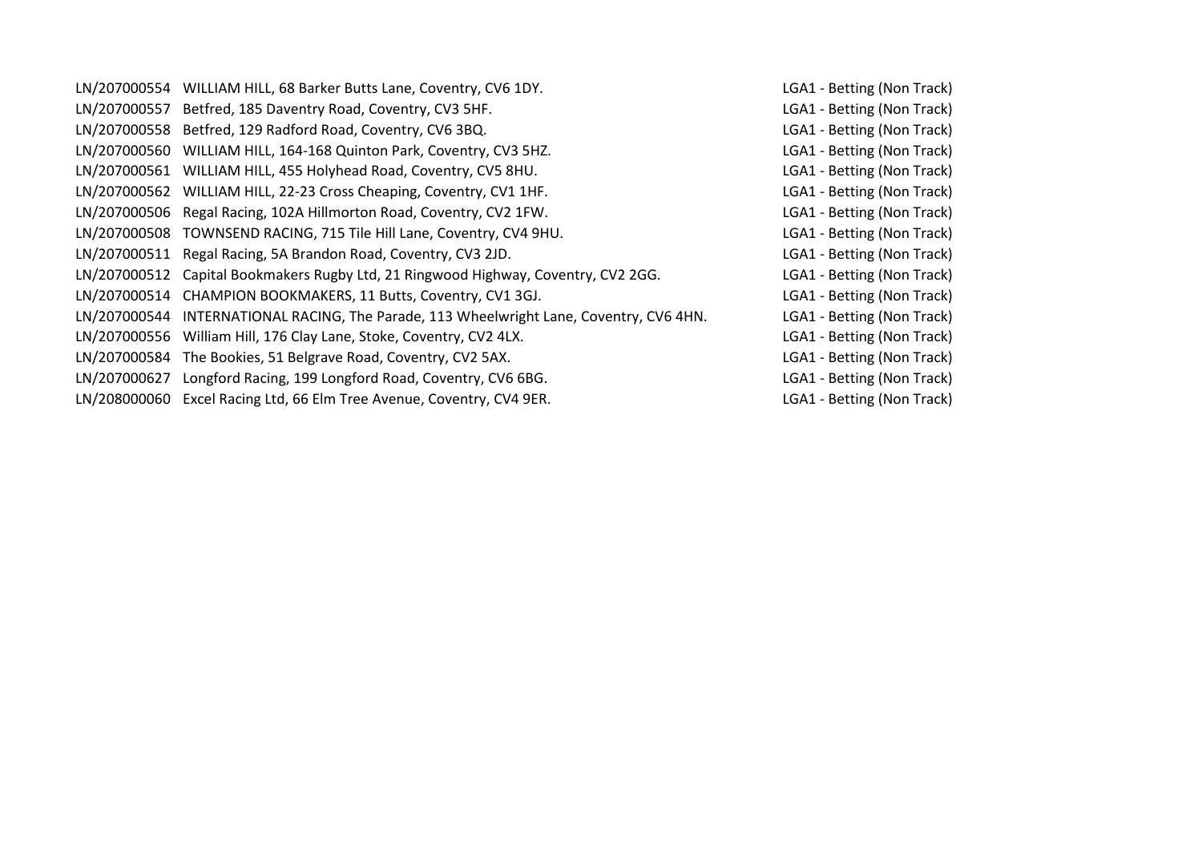| | | |
|---|---|---|
| LN/207000554 | WILLIAM HILL, 68 Barker Butts Lane, Coventry, CV6 1DY. | LGA1 - Betting (Non Track) |
| LN/207000557 | Betfred, 185 Daventry Road, Coventry, CV3 5HF. | LGA1 - Betting (Non Track) |
| LN/207000558 | Betfred, 129 Radford Road, Coventry, CV6 3BQ. | LGA1 - Betting (Non Track) |
| LN/207000560 | WILLIAM HILL, 164-168 Quinton Park, Coventry, CV3 5HZ. | LGA1 - Betting (Non Track) |
| LN/207000561 | WILLIAM HILL, 455 Holyhead Road, Coventry, CV5 8HU. | LGA1 - Betting (Non Track) |
| LN/207000562 | WILLIAM HILL, 22-23 Cross Cheaping, Coventry, CV1 1HF. | LGA1 - Betting (Non Track) |
| LN/207000506 | Regal Racing, 102A Hillmorton Road, Coventry, CV2 1FW. | LGA1 - Betting (Non Track) |
| LN/207000508 | TOWNSEND RACING, 715 Tile Hill Lane, Coventry, CV4 9HU. | LGA1 - Betting (Non Track) |
| LN/207000511 | Regal Racing, 5A Brandon Road, Coventry, CV3 2JD. | LGA1 - Betting (Non Track) |
| LN/207000512 | Capital Bookmakers Rugby Ltd, 21 Ringwood Highway, Coventry, CV2 2GG. | LGA1 - Betting (Non Track) |
| LN/207000514 | CHAMPION BOOKMAKERS, 11 Butts, Coventry, CV1 3GJ. | LGA1 - Betting (Non Track) |
| LN/207000544 | INTERNATIONAL RACING, The Parade, 113 Wheelwright Lane, Coventry, CV6 4HN. | LGA1 - Betting (Non Track) |
| LN/207000556 | William Hill, 176 Clay Lane, Stoke, Coventry, CV2 4LX. | LGA1 - Betting (Non Track) |
| LN/207000584 | The Bookies, 51 Belgrave Road, Coventry, CV2 5AX. | LGA1 - Betting (Non Track) |
| LN/207000627 | Longford Racing, 199 Longford Road, Coventry, CV6 6BG. | LGA1 - Betting (Non Track) |
| LN/208000060 | Excel Racing Ltd, 66 Elm Tree Avenue, Coventry, CV4 9ER. | LGA1 - Betting (Non Track) |